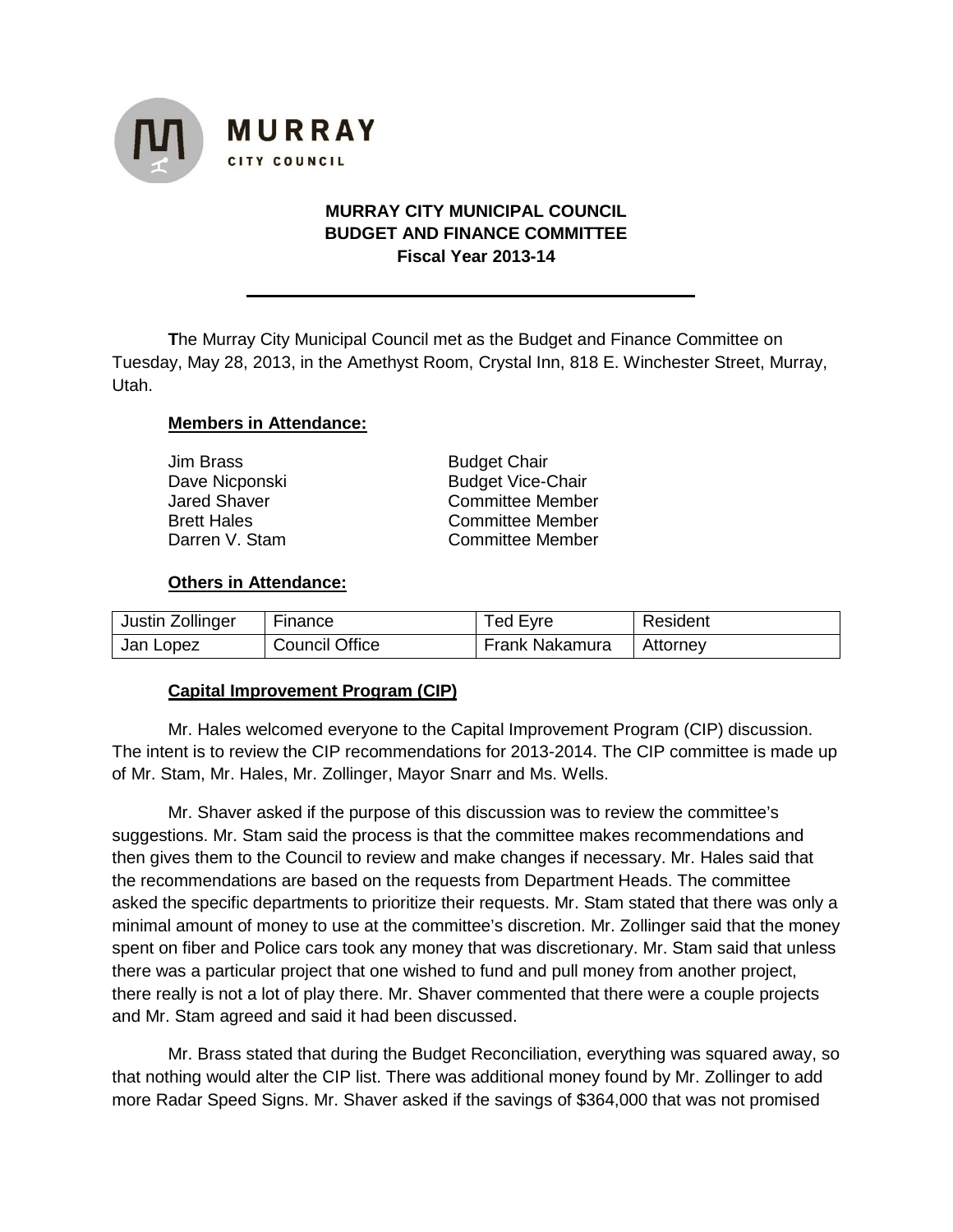MURRAY CITY COUNCIL

# MURRAY CITY MUNICIPAL COUNCIL
## BUDGET AND FINANCE COMMITTEE
### Fiscal Year 2013-14

---

**T**he Murray City Municipal Council met as the Budget and Finance Committee on Tuesday, May 28, 2013, in the Amethyst Room, Crystal Inn, 818 E. Winchester Street, Murray, Utah.

**Members in Attendance:**

| | |
|---|---|
| Jim Brass | Budget Chair |
| Dave Nicponski | Budget Vice-Chair |
| Jared Shaver | Committee Member |
| Brett Hales | Committee Member |
| Darren V. Stam | Committee Member |

**Others in Attendance:**

| | | | |
|---|---|---|---|
| Justin Zollinger | Finance | Ted Eyre | Resident |
| Jan Lopez | Council Office | Frank Nakamura | Attorney |

**Capital Improvement Program (CIP)**

Mr. Hales welcomed everyone to the Capital Improvement Program (CIP) discussion. The intent is to review the CIP recommendations for 2013-2014. The CIP committee is made up of Mr. Stam, Mr. Hales, Mr. Zollinger, Mayor Snarr and Ms. Wells.

Mr. Shaver asked if the purpose of this discussion was to review the committee's suggestions. Mr. Stam said the process is that the committee makes recommendations and then gives them to the Council to review and make changes if necessary. Mr. Hales said that the recommendations are based on the requests from Department Heads. The committee asked the specific departments to prioritize their requests. Mr. Stam stated that there was only a minimal amount of money to use at the committee's discretion. Mr. Zollinger said that the money spent on fiber and Police cars took any money that was discretionary. Mr. Stam said that unless there was a particular project that one wished to fund and pull money from another project, there really is not a lot of play there. Mr. Shaver commented that there were a couple projects and Mr. Stam agreed and said it had been discussed.

Mr. Brass stated that during the Budget Reconciliation, everything was squared away, so that nothing would alter the CIP list. There was additional money found by Mr. Zollinger to add more Radar Speed Signs. Mr. Shaver asked if the savings of $364,000 that was not promised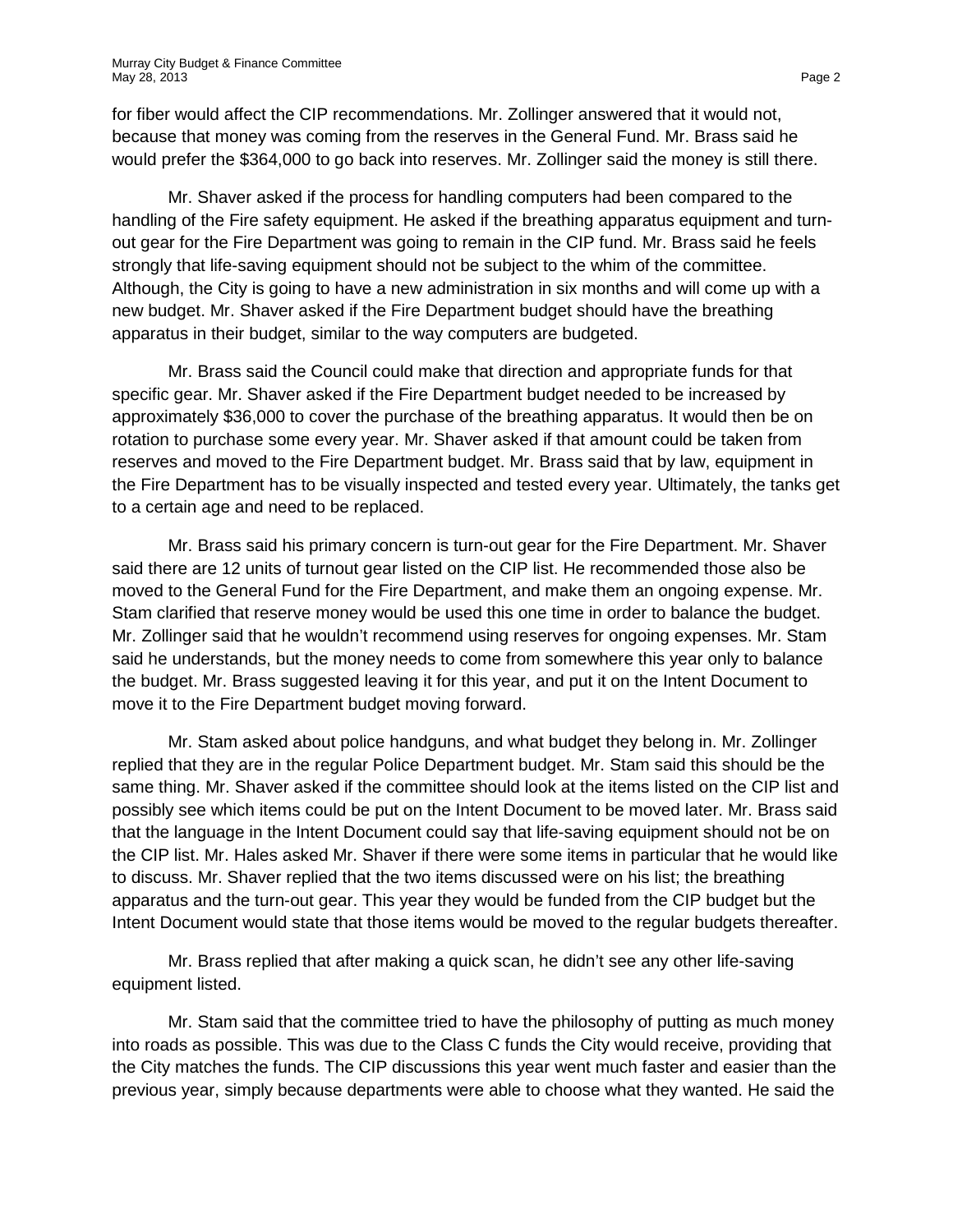for fiber would affect the CIP recommendations. Mr. Zollinger answered that it would not, because that money was coming from the reserves in the General Fund. Mr. Brass said he would prefer the $364,000 to go back into reserves. Mr. Zollinger said the money is still there.

Mr. Shaver asked if the process for handling computers had been compared to the handling of the Fire safety equipment. He asked if the breathing apparatus equipment and turn-out gear for the Fire Department was going to remain in the CIP fund. Mr. Brass said he feels strongly that life-saving equipment should not be subject to the whim of the committee. Although, the City is going to have a new administration in six months and will come up with a new budget. Mr. Shaver asked if the Fire Department budget should have the breathing apparatus in their budget, similar to the way computers are budgeted.

Mr. Brass said the Council could make that direction and appropriate funds for that specific gear. Mr. Shaver asked if the Fire Department budget needed to be increased by approximately $36,000 to cover the purchase of the breathing apparatus. It would then be on rotation to purchase some every year. Mr. Shaver asked if that amount could be taken from reserves and moved to the Fire Department budget. Mr. Brass said that by law, equipment in the Fire Department has to be visually inspected and tested every year. Ultimately, the tanks get to a certain age and need to be replaced.

Mr. Brass said his primary concern is turn-out gear for the Fire Department. Mr. Shaver said there are 12 units of turnout gear listed on the CIP list. He recommended those also be moved to the General Fund for the Fire Department, and make them an ongoing expense. Mr. Stam clarified that reserve money would be used this one time in order to balance the budget. Mr. Zollinger said that he wouldn't recommend using reserves for ongoing expenses. Mr. Stam said he understands, but the money needs to come from somewhere this year only to balance the budget. Mr. Brass suggested leaving it for this year, and put it on the Intent Document to move it to the Fire Department budget moving forward.

Mr. Stam asked about police handguns, and what budget they belong in. Mr. Zollinger replied that they are in the regular Police Department budget. Mr. Stam said this should be the same thing. Mr. Shaver asked if the committee should look at the items listed on the CIP list and possibly see which items could be put on the Intent Document to be moved later. Mr. Brass said that the language in the Intent Document could say that life-saving equipment should not be on the CIP list. Mr. Hales asked Mr. Shaver if there were some items in particular that he would like to discuss. Mr. Shaver replied that the two items discussed were on his list; the breathing apparatus and the turn-out gear. This year they would be funded from the CIP budget but the Intent Document would state that those items would be moved to the regular budgets thereafter.

Mr. Brass replied that after making a quick scan, he didn't see any other life-saving equipment listed.

Mr. Stam said that the committee tried to have the philosophy of putting as much money into roads as possible. This was due to the Class C funds the City would receive, providing that the City matches the funds. The CIP discussions this year went much faster and easier than the previous year, simply because departments were able to choose what they wanted. He said the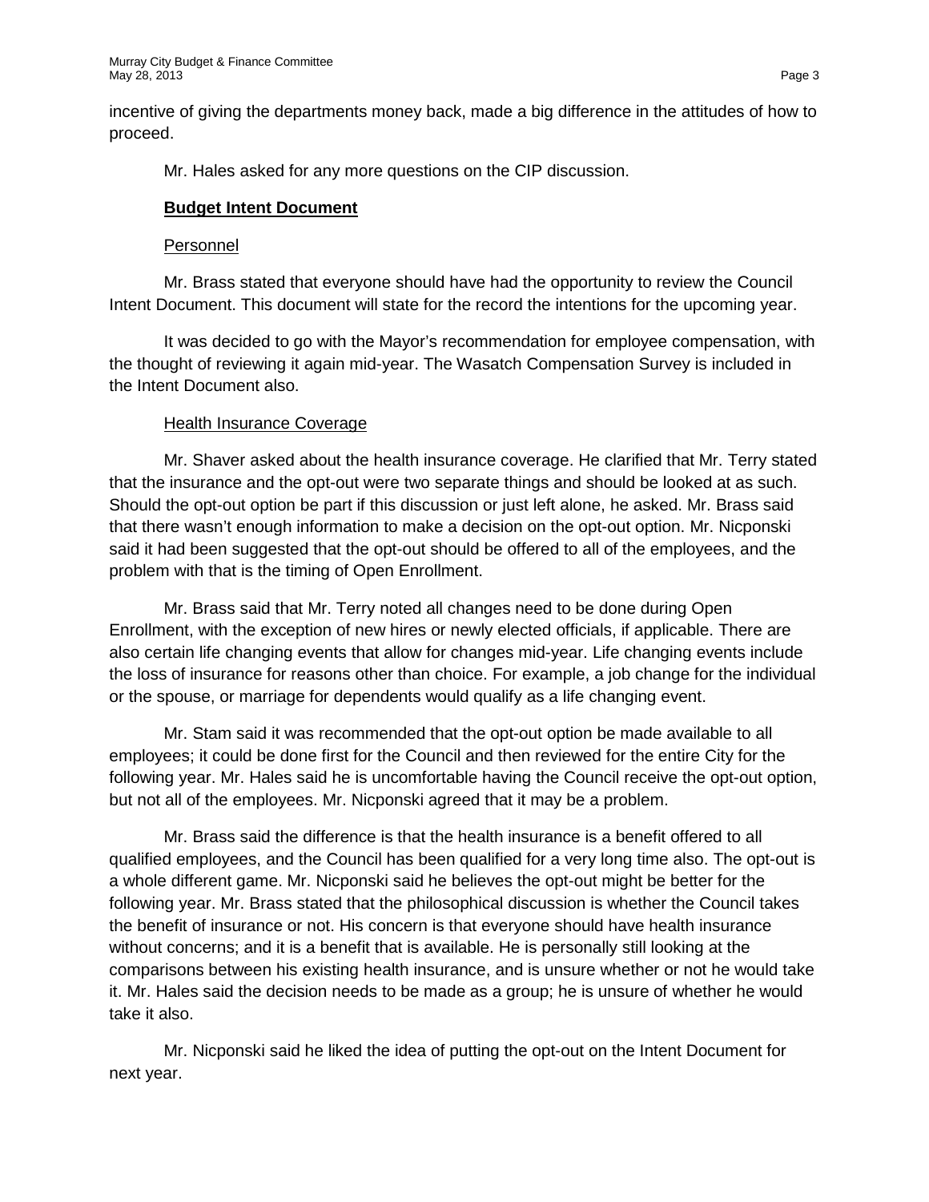incentive of giving the departments money back, made a big difference in the attitudes of how to proceed.

Mr. Hales asked for any more questions on the CIP discussion.

**Budget Intent Document**

Personnel

Mr. Brass stated that everyone should have had the opportunity to review the Council Intent Document. This document will state for the record the intentions for the upcoming year.

It was decided to go with the Mayor's recommendation for employee compensation, with the thought of reviewing it again mid-year. The Wasatch Compensation Survey is included in the Intent Document also.

Health Insurance Coverage

Mr. Shaver asked about the health insurance coverage. He clarified that Mr. Terry stated that the insurance and the opt-out were two separate things and should be looked at as such. Should the opt-out option be part if this discussion or just left alone, he asked. Mr. Brass said that there wasn't enough information to make a decision on the opt-out option. Mr. Nicponski said it had been suggested that the opt-out should be offered to all of the employees, and the problem with that is the timing of Open Enrollment.

Mr. Brass said that Mr. Terry noted all changes need to be done during Open Enrollment, with the exception of new hires or newly elected officials, if applicable. There are also certain life changing events that allow for changes mid-year. Life changing events include the loss of insurance for reasons other than choice. For example, a job change for the individual or the spouse, or marriage for dependents would qualify as a life changing event.

Mr. Stam said it was recommended that the opt-out option be made available to all employees; it could be done first for the Council and then reviewed for the entire City for the following year. Mr. Hales said he is uncomfortable having the Council receive the opt-out option, but not all of the employees. Mr. Nicponski agreed that it may be a problem.

Mr. Brass said the difference is that the health insurance is a benefit offered to all qualified employees, and the Council has been qualified for a very long time also. The opt-out is a whole different game. Mr. Nicponski said he believes the opt-out might be better for the following year. Mr. Brass stated that the philosophical discussion is whether the Council takes the benefit of insurance or not. His concern is that everyone should have health insurance without concerns; and it is a benefit that is available. He is personally still looking at the comparisons between his existing health insurance, and is unsure whether or not he would take it. Mr. Hales said the decision needs to be made as a group; he is unsure of whether he would take it also.

Mr. Nicponski said he liked the idea of putting the opt-out on the Intent Document for next year.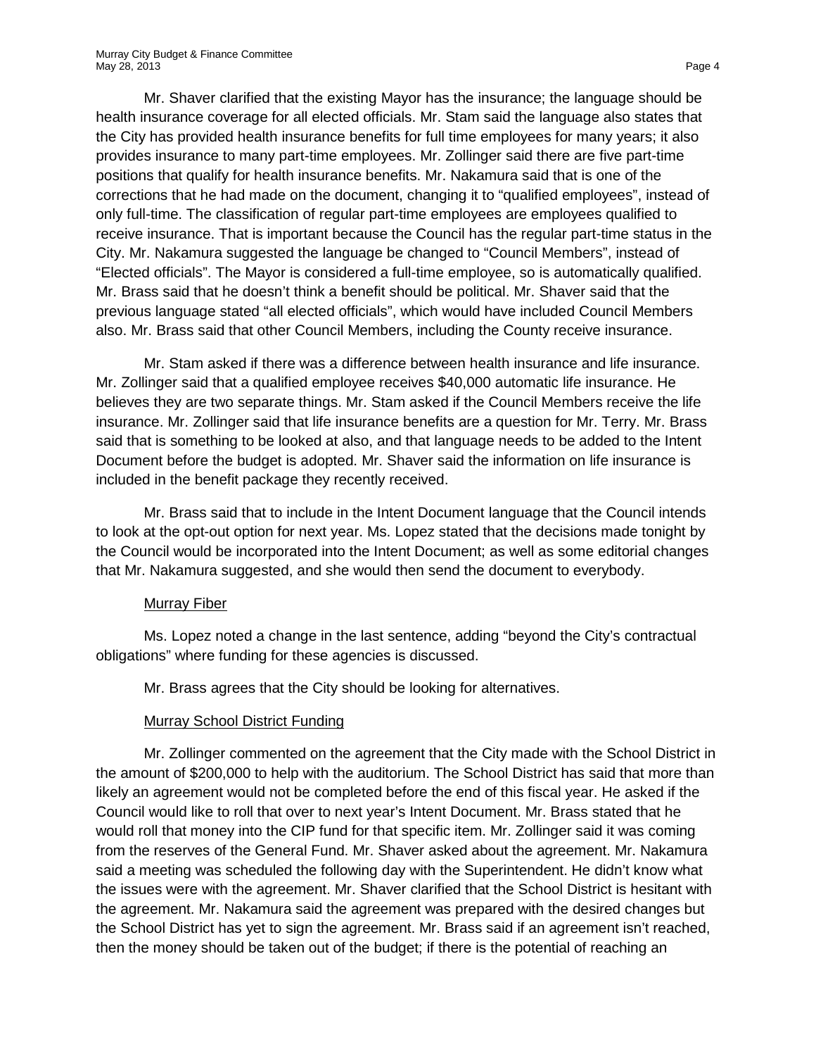Mr. Shaver clarified that the existing Mayor has the insurance; the language should be health insurance coverage for all elected officials. Mr. Stam said the language also states that the City has provided health insurance benefits for full time employees for many years; it also provides insurance to many part-time employees. Mr. Zollinger said there are five part-time positions that qualify for health insurance benefits. Mr. Nakamura said that is one of the corrections that he had made on the document, changing it to "qualified employees", instead of only full-time. The classification of regular part-time employees are employees qualified to receive insurance. That is important because the Council has the regular part-time status in the City. Mr. Nakamura suggested the language be changed to "Council Members", instead of "Elected officials". The Mayor is considered a full-time employee, so is automatically qualified. Mr. Brass said that he doesn't think a benefit should be political. Mr. Shaver said that the previous language stated "all elected officials", which would have included Council Members also. Mr. Brass said that other Council Members, including the County receive insurance.

Mr. Stam asked if there was a difference between health insurance and life insurance. Mr. Zollinger said that a qualified employee receives $40,000 automatic life insurance. He believes they are two separate things. Mr. Stam asked if the Council Members receive the life insurance. Mr. Zollinger said that life insurance benefits are a question for Mr. Terry. Mr. Brass said that is something to be looked at also, and that language needs to be added to the Intent Document before the budget is adopted. Mr. Shaver said the information on life insurance is included in the benefit package they recently received.

Mr. Brass said that to include in the Intent Document language that the Council intends to look at the opt-out option for next year. Ms. Lopez stated that the decisions made tonight by the Council would be incorporated into the Intent Document; as well as some editorial changes that Mr. Nakamura suggested, and she would then send the document to everybody.

Murray Fiber

Ms. Lopez noted a change in the last sentence, adding "beyond the City's contractual obligations" where funding for these agencies is discussed.

Mr. Brass agrees that the City should be looking for alternatives.

Murray School District Funding

Mr. Zollinger commented on the agreement that the City made with the School District in the amount of $200,000 to help with the auditorium. The School District has said that more than likely an agreement would not be completed before the end of this fiscal year. He asked if the Council would like to roll that over to next year's Intent Document. Mr. Brass stated that he would roll that money into the CIP fund for that specific item. Mr. Zollinger said it was coming from the reserves of the General Fund. Mr. Shaver asked about the agreement. Mr. Nakamura said a meeting was scheduled the following day with the Superintendent. He didn't know what the issues were with the agreement. Mr. Shaver clarified that the School District is hesitant with the agreement. Mr. Nakamura said the agreement was prepared with the desired changes but the School District has yet to sign the agreement. Mr. Brass said if an agreement isn't reached, then the money should be taken out of the budget; if there is the potential of reaching an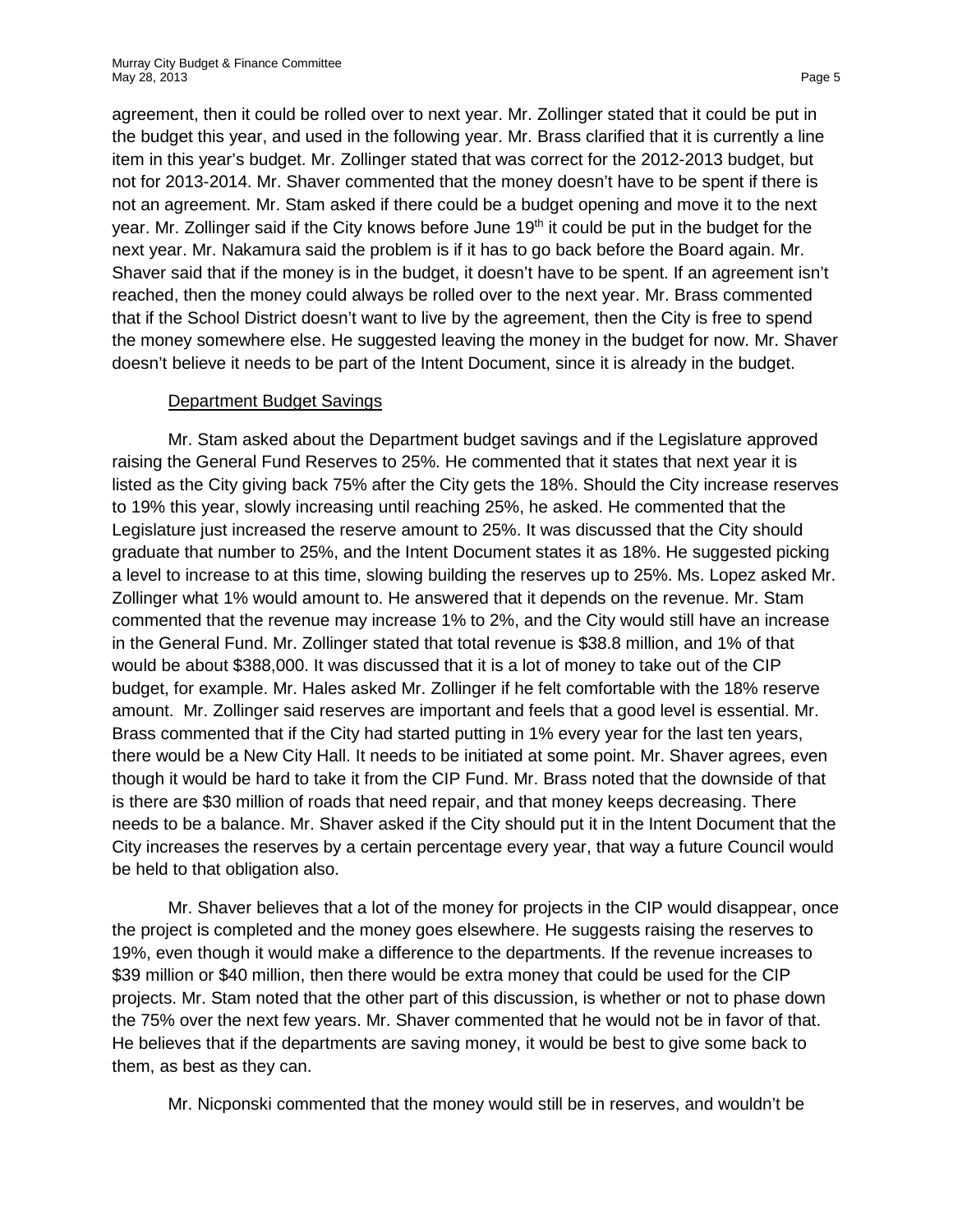agreement, then it could be rolled over to next year. Mr. Zollinger stated that it could be put in the budget this year, and used in the following year. Mr. Brass clarified that it is currently a line item in this year's budget. Mr. Zollinger stated that was correct for the 2012-2013 budget, but not for 2013-2014. Mr. Shaver commented that the money doesn't have to be spent if there is not an agreement. Mr. Stam asked if there could be a budget opening and move it to the next year. Mr. Zollinger said if the City knows before June 19th it could be put in the budget for the next year. Mr. Nakamura said the problem is if it has to go back before the Board again. Mr. Shaver said that if the money is in the budget, it doesn't have to be spent. If an agreement isn't reached, then the money could always be rolled over to the next year. Mr. Brass commented that if the School District doesn't want to live by the agreement, then the City is free to spend the money somewhere else. He suggested leaving the money in the budget for now. Mr. Shaver doesn't believe it needs to be part of the Intent Document, since it is already in the budget.

Department Budget Savings

Mr. Stam asked about the Department budget savings and if the Legislature approved raising the General Fund Reserves to 25%. He commented that it states that next year it is listed as the City giving back 75% after the City gets the 18%. Should the City increase reserves to 19% this year, slowly increasing until reaching 25%, he asked. He commented that the Legislature just increased the reserve amount to 25%. It was discussed that the City should graduate that number to 25%, and the Intent Document states it as 18%. He suggested picking a level to increase to at this time, slowing building the reserves up to 25%. Ms. Lopez asked Mr. Zollinger what 1% would amount to. He answered that it depends on the revenue. Mr. Stam commented that the revenue may increase 1% to 2%, and the City would still have an increase in the General Fund. Mr. Zollinger stated that total revenue is $38.8 million, and 1% of that would be about $388,000. It was discussed that it is a lot of money to take out of the CIP budget, for example. Mr. Hales asked Mr. Zollinger if he felt comfortable with the 18% reserve amount. Mr. Zollinger said reserves are important and feels that a good level is essential. Mr. Brass commented that if the City had started putting in 1% every year for the last ten years, there would be a New City Hall. It needs to be initiated at some point. Mr. Shaver agrees, even though it would be hard to take it from the CIP Fund. Mr. Brass noted that the downside of that is there are $30 million of roads that need repair, and that money keeps decreasing. There needs to be a balance. Mr. Shaver asked if the City should put it in the Intent Document that the City increases the reserves by a certain percentage every year, that way a future Council would be held to that obligation also.

Mr. Shaver believes that a lot of the money for projects in the CIP would disappear, once the project is completed and the money goes elsewhere. He suggests raising the reserves to 19%, even though it would make a difference to the departments. If the revenue increases to $39 million or $40 million, then there would be extra money that could be used for the CIP projects. Mr. Stam noted that the other part of this discussion, is whether or not to phase down the 75% over the next few years. Mr. Shaver commented that he would not be in favor of that. He believes that if the departments are saving money, it would be best to give some back to them, as best as they can.

Mr. Nicponski commented that the money would still be in reserves, and wouldn't be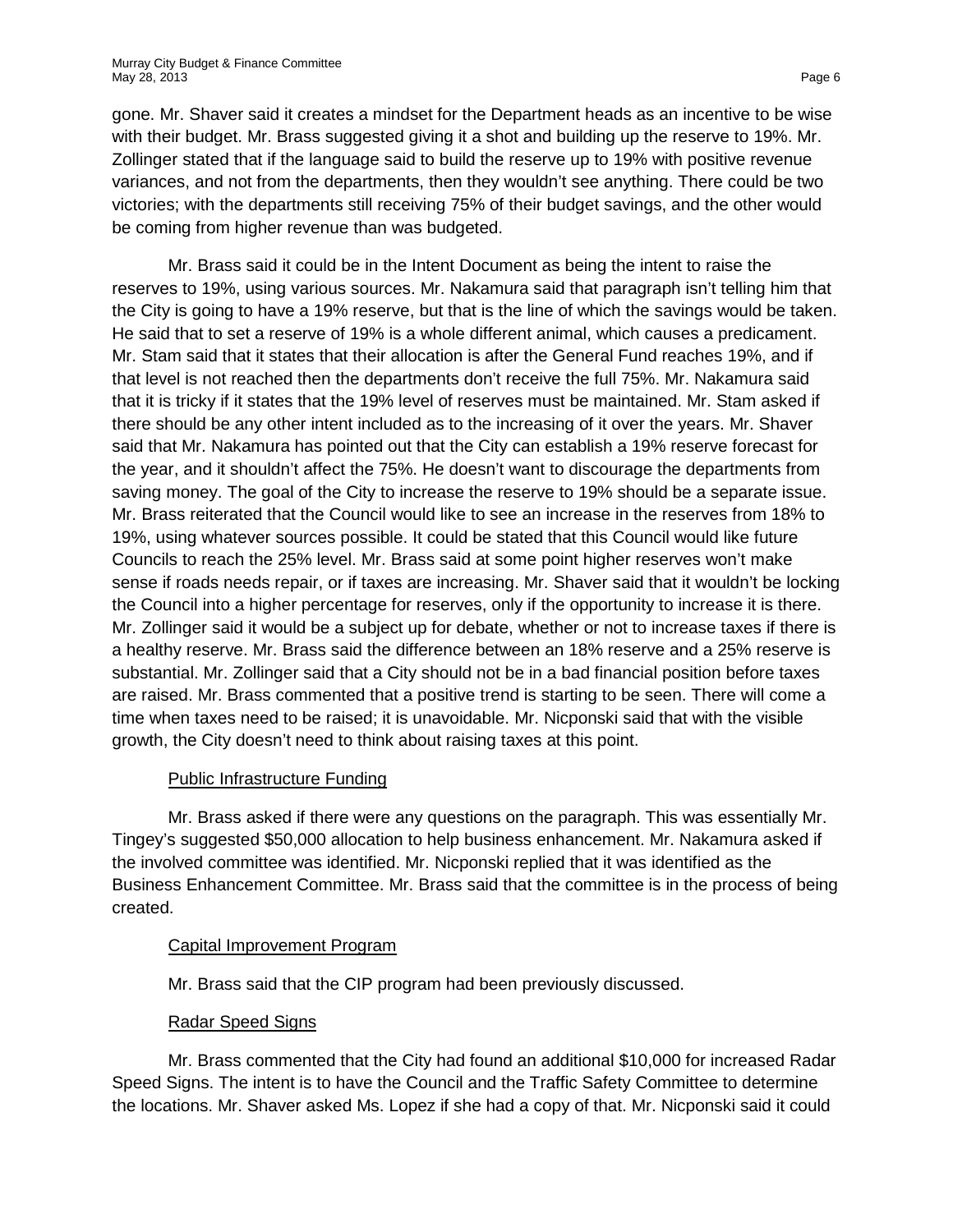gone. Mr. Shaver said it creates a mindset for the Department heads as an incentive to be wise with their budget. Mr. Brass suggested giving it a shot and building up the reserve to 19%. Mr. Zollinger stated that if the language said to build the reserve up to 19% with positive revenue variances, and not from the departments, then they wouldn't see anything. There could be two victories; with the departments still receiving 75% of their budget savings, and the other would be coming from higher revenue than was budgeted.

Mr. Brass said it could be in the Intent Document as being the intent to raise the reserves to 19%, using various sources. Mr. Nakamura said that paragraph isn't telling him that the City is going to have a 19% reserve, but that is the line of which the savings would be taken. He said that to set a reserve of 19% is a whole different animal, which causes a predicament. Mr. Stam said that it states that their allocation is after the General Fund reaches 19%, and if that level is not reached then the departments don't receive the full 75%. Mr. Nakamura said that it is tricky if it states that the 19% level of reserves must be maintained. Mr. Stam asked if there should be any other intent included as to the increasing of it over the years. Mr. Shaver said that Mr. Nakamura has pointed out that the City can establish a 19% reserve forecast for the year, and it shouldn't affect the 75%. He doesn't want to discourage the departments from saving money. The goal of the City to increase the reserve to 19% should be a separate issue. Mr. Brass reiterated that the Council would like to see an increase in the reserves from 18% to 19%, using whatever sources possible. It could be stated that this Council would like future Councils to reach the 25% level. Mr. Brass said at some point higher reserves won't make sense if roads needs repair, or if taxes are increasing. Mr. Shaver said that it wouldn't be locking the Council into a higher percentage for reserves, only if the opportunity to increase it is there. Mr. Zollinger said it would be a subject up for debate, whether or not to increase taxes if there is a healthy reserve. Mr. Brass said the difference between an 18% reserve and a 25% reserve is substantial. Mr. Zollinger said that a City should not be in a bad financial position before taxes are raised. Mr. Brass commented that a positive trend is starting to be seen. There will come a time when taxes need to be raised; it is unavoidable. Mr. Nicponski said that with the visible growth, the City doesn't need to think about raising taxes at this point.

Public Infrastructure Funding

Mr. Brass asked if there were any questions on the paragraph. This was essentially Mr. Tingey's suggested $50,000 allocation to help business enhancement. Mr. Nakamura asked if the involved committee was identified. Mr. Nicponski replied that it was identified as the Business Enhancement Committee. Mr. Brass said that the committee is in the process of being created.

Capital Improvement Program

Mr. Brass said that the CIP program had been previously discussed.

Radar Speed Signs

Mr. Brass commented that the City had found an additional $10,000 for increased Radar Speed Signs. The intent is to have the Council and the Traffic Safety Committee to determine the locations. Mr. Shaver asked Ms. Lopez if she had a copy of that. Mr. Nicponski said it could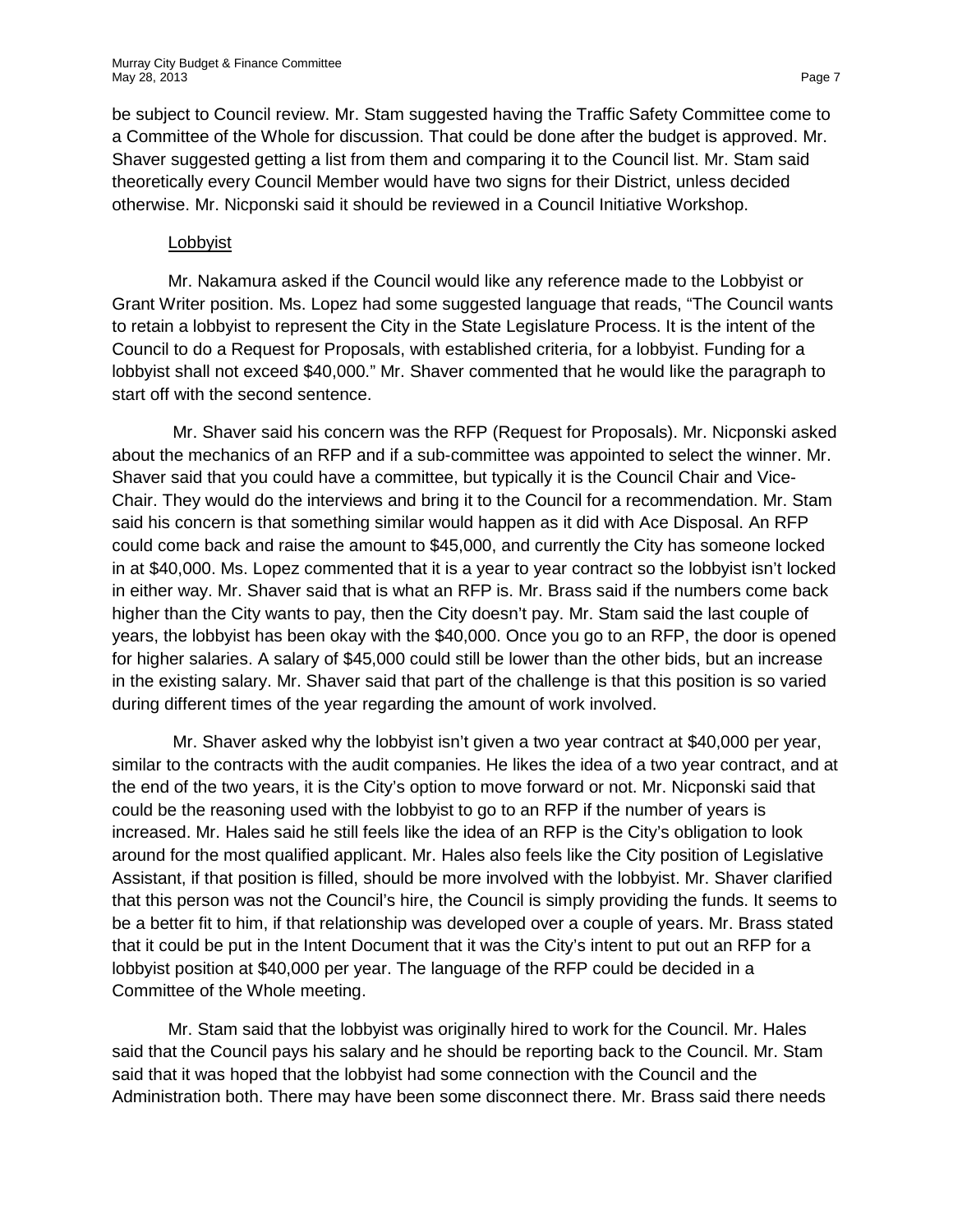be subject to Council review. Mr. Stam suggested having the Traffic Safety Committee come to a Committee of the Whole for discussion. That could be done after the budget is approved. Mr. Shaver suggested getting a list from them and comparing it to the Council list. Mr. Stam said theoretically every Council Member would have two signs for their District, unless decided otherwise. Mr. Nicponski said it should be reviewed in a Council Initiative Workshop.

### Lobbyist

Mr. Nakamura asked if the Council would like any reference made to the Lobbyist or Grant Writer position. Ms. Lopez had some suggested language that reads, "The Council wants to retain a lobbyist to represent the City in the State Legislature Process. It is the intent of the Council to do a Request for Proposals, with established criteria, for a lobbyist. Funding for a lobbyist shall not exceed $40,000." Mr. Shaver commented that he would like the paragraph to start off with the second sentence.

Mr. Shaver said his concern was the RFP (Request for Proposals). Mr. Nicponski asked about the mechanics of an RFP and if a sub-committee was appointed to select the winner. Mr. Shaver said that you could have a committee, but typically it is the Council Chair and Vice-Chair. They would do the interviews and bring it to the Council for a recommendation. Mr. Stam said his concern is that something similar would happen as it did with Ace Disposal. An RFP could come back and raise the amount to $45,000, and currently the City has someone locked in at $40,000. Ms. Lopez commented that it is a year to year contract so the lobbyist isn't locked in either way. Mr. Shaver said that is what an RFP is. Mr. Brass said if the numbers come back higher than the City wants to pay, then the City doesn't pay. Mr. Stam said the last couple of years, the lobbyist has been okay with the $40,000. Once you go to an RFP, the door is opened for higher salaries. A salary of $45,000 could still be lower than the other bids, but an increase in the existing salary. Mr. Shaver said that part of the challenge is that this position is so varied during different times of the year regarding the amount of work involved.

Mr. Shaver asked why the lobbyist isn't given a two year contract at $40,000 per year, similar to the contracts with the audit companies. He likes the idea of a two year contract, and at the end of the two years, it is the City's option to move forward or not. Mr. Nicponski said that could be the reasoning used with the lobbyist to go to an RFP if the number of years is increased. Mr. Hales said he still feels like the idea of an RFP is the City's obligation to look around for the most qualified applicant. Mr. Hales also feels like the City position of Legislative Assistant, if that position is filled, should be more involved with the lobbyist. Mr. Shaver clarified that this person was not the Council's hire, the Council is simply providing the funds. It seems to be a better fit to him, if that relationship was developed over a couple of years. Mr. Brass stated that it could be put in the Intent Document that it was the City's intent to put out an RFP for a lobbyist position at $40,000 per year. The language of the RFP could be decided in a Committee of the Whole meeting.

Mr. Stam said that the lobbyist was originally hired to work for the Council. Mr. Hales said that the Council pays his salary and he should be reporting back to the Council. Mr. Stam said that it was hoped that the lobbyist had some connection with the Council and the Administration both. There may have been some disconnect there. Mr. Brass said there needs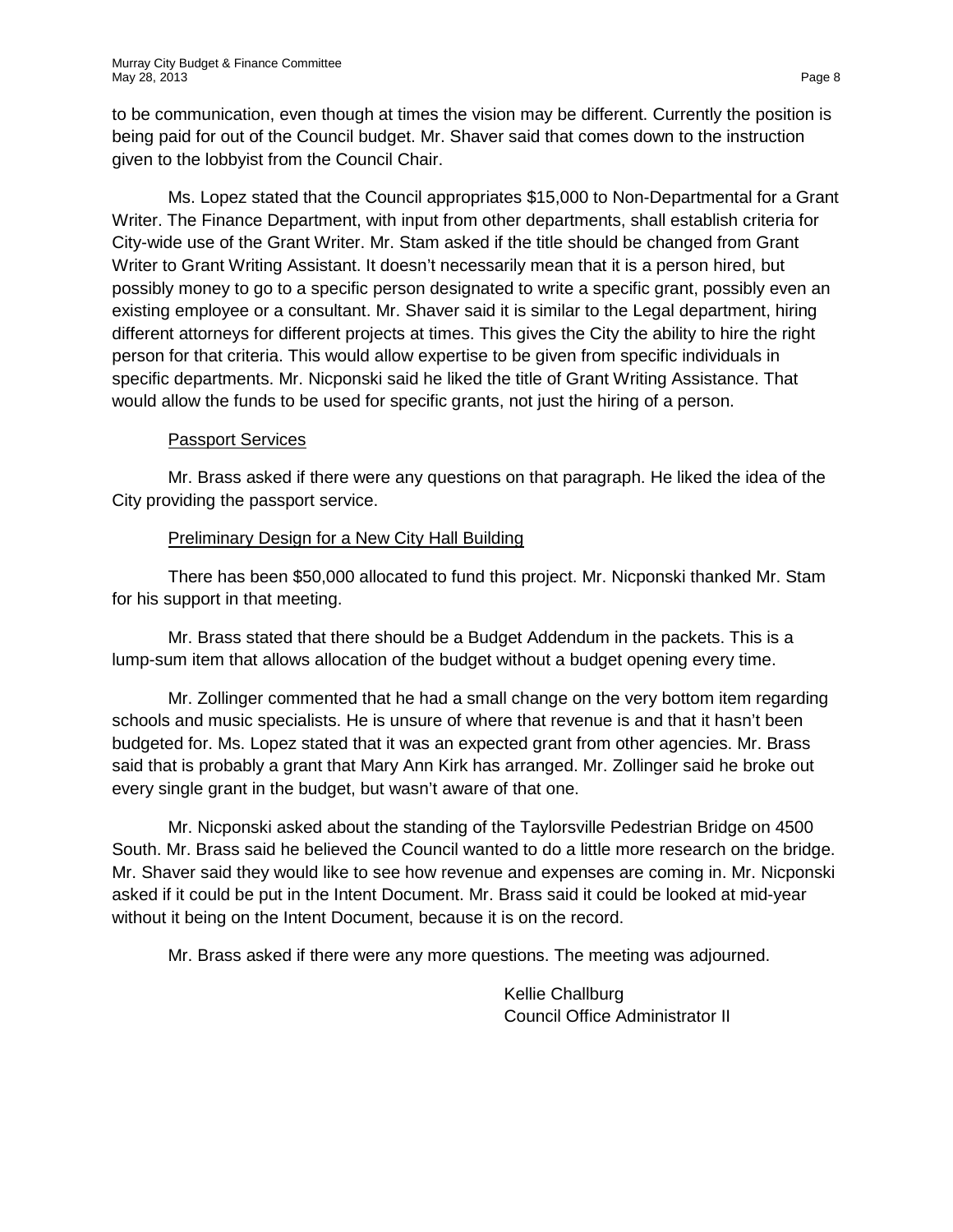to be communication, even though at times the vision may be different. Currently the position is being paid for out of the Council budget. Mr. Shaver said that comes down to the instruction given to the lobbyist from the Council Chair.

Ms. Lopez stated that the Council appropriates $15,000 to Non-Departmental for a Grant Writer. The Finance Department, with input from other departments, shall establish criteria for City-wide use of the Grant Writer. Mr. Stam asked if the title should be changed from Grant Writer to Grant Writing Assistant. It doesn't necessarily mean that it is a person hired, but possibly money to go to a specific person designated to write a specific grant, possibly even an existing employee or a consultant. Mr. Shaver said it is similar to the Legal department, hiring different attorneys for different projects at times. This gives the City the ability to hire the right person for that criteria. This would allow expertise to be given from specific individuals in specific departments. Mr. Nicponski said he liked the title of Grant Writing Assistance. That would allow the funds to be used for specific grants, not just the hiring of a person.

Passport Services

Mr. Brass asked if there were any questions on that paragraph. He liked the idea of the City providing the passport service.

Preliminary Design for a New City Hall Building

There has been $50,000 allocated to fund this project. Mr. Nicponski thanked Mr. Stam for his support in that meeting.

Mr. Brass stated that there should be a Budget Addendum in the packets. This is a lump-sum item that allows allocation of the budget without a budget opening every time.

Mr. Zollinger commented that he had a small change on the very bottom item regarding schools and music specialists. He is unsure of where that revenue is and that it hasn't been budgeted for. Ms. Lopez stated that it was an expected grant from other agencies. Mr. Brass said that is probably a grant that Mary Ann Kirk has arranged. Mr. Zollinger said he broke out every single grant in the budget, but wasn't aware of that one.

Mr. Nicponski asked about the standing of the Taylorsville Pedestrian Bridge on 4500 South. Mr. Brass said he believed the Council wanted to do a little more research on the bridge. Mr. Shaver said they would like to see how revenue and expenses are coming in. Mr. Nicponski asked if it could be put in the Intent Document. Mr. Brass said it could be looked at mid-year without it being on the Intent Document, because it is on the record.

Mr. Brass asked if there were any more questions. The meeting was adjourned.

Kellie Challburg
Council Office Administrator II